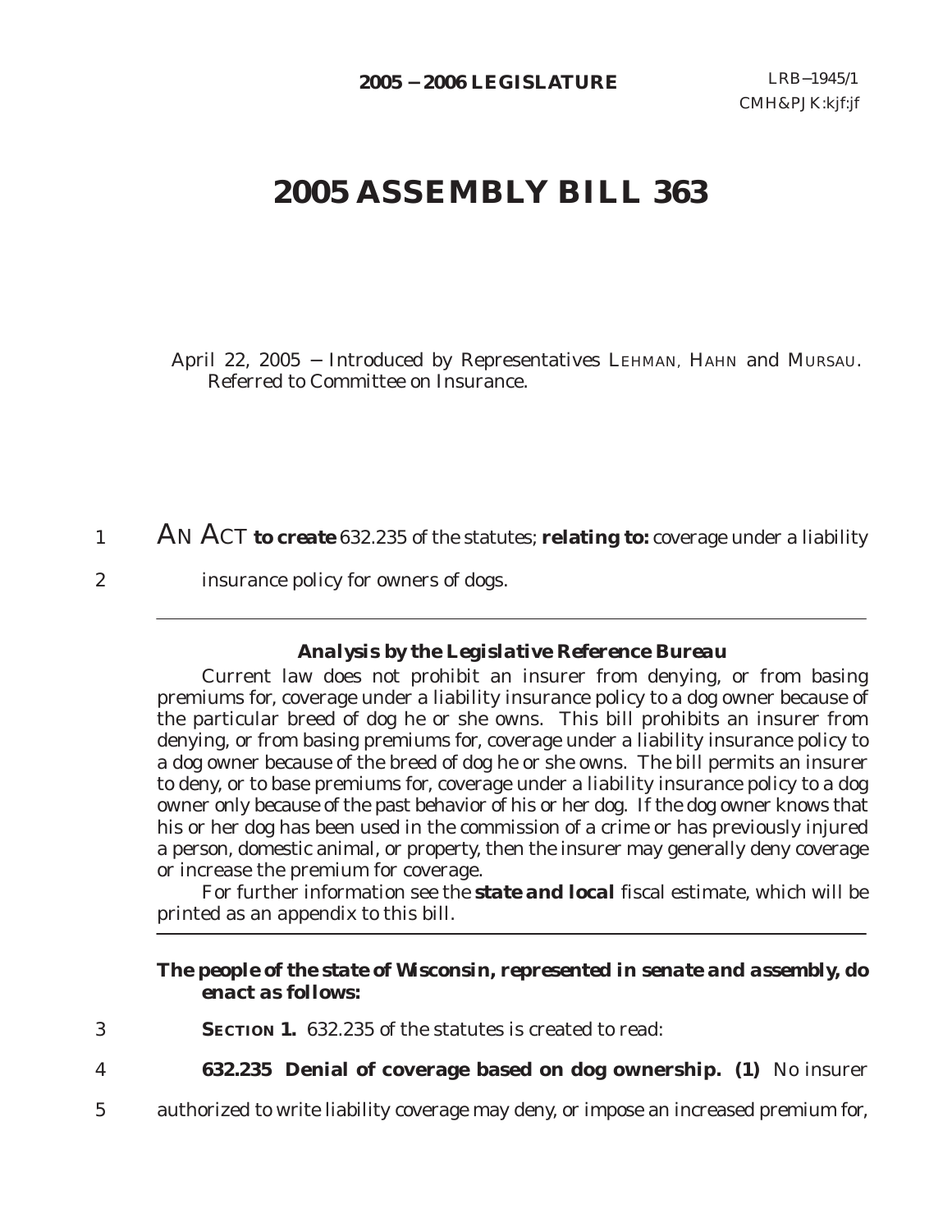**2005 − 2006 LEGISLATURE**

LRB−1945/1
CMH&PJK:kjf:jf

# 2005 ASSEMBLY BILL 363

April 22, 2005 − Introduced by Representatives LEHMAN, HAHN and MURSAU. Referred to Committee on Insurance.

1 AN ACT **to create** 632.235 of the statutes; **relating to:** coverage under a liability
2 insurance policy for owners of dogs.

---

### *Analysis by the Legislative Reference Bureau*

Current law does not prohibit an insurer from denying, or from basing premiums for, coverage under a liability insurance policy to a dog owner because of the particular breed of dog he or she owns. This bill prohibits an insurer from denying, or from basing premiums for, coverage under a liability insurance policy to a dog owner because of the breed of dog he or she owns. The bill permits an insurer to deny, or to base premiums for, coverage under a liability insurance policy to a dog owner only because of the past behavior of his or her dog. If the dog owner knows that his or her dog has been used in the commission of a crime or has previously injured a person, domestic animal, or property, then the insurer may generally deny coverage or increase the premium for coverage.

For further information see the ***state and local*** fiscal estimate, which will be printed as an appendix to this bill.

---

***The people of the state of Wisconsin, represented in senate and assembly, do enact as follows:***

3 **SECTION 1.** 632.235 of the statutes is created to read:

4 **632.235 Denial of coverage based on dog ownership. (1)** No insurer
5 authorized to write liability coverage may deny, or impose an increased premium for,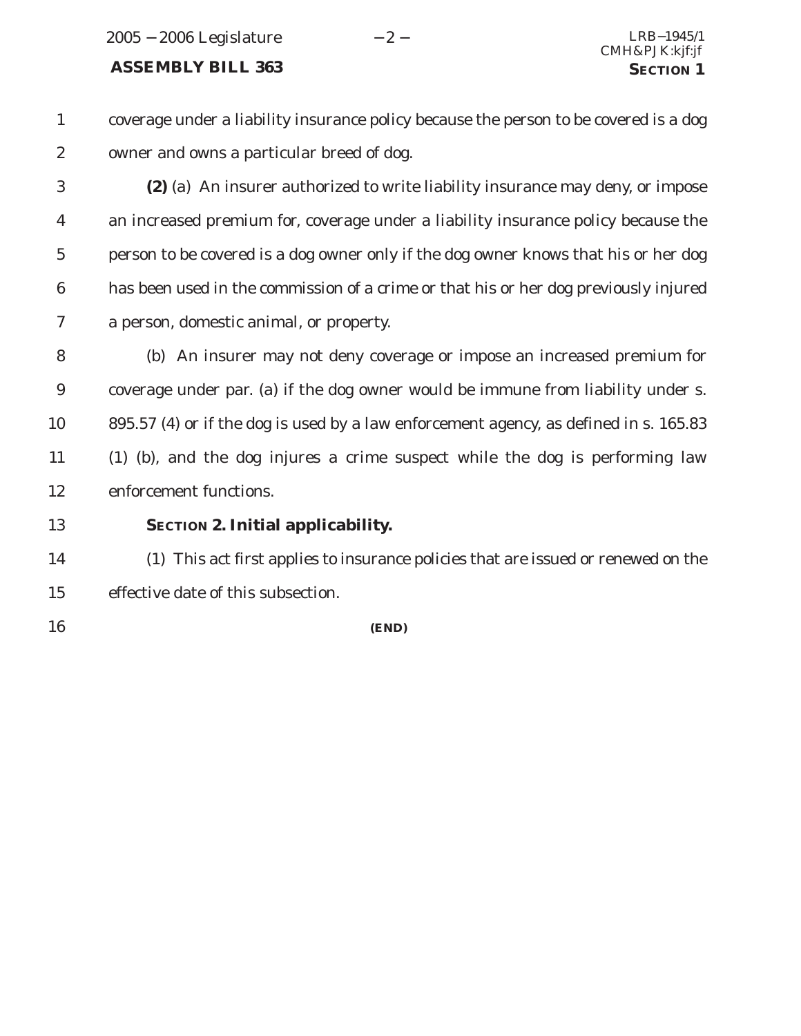coverage under a liability insurance policy because the person to be covered is a dog owner and owns a particular breed of dog.

**(2)** (a) An insurer authorized to write liability insurance may deny, or impose an increased premium for, coverage under a liability insurance policy because the person to be covered is a dog owner only if the dog owner knows that his or her dog has been used in the commission of a crime or that his or her dog previously injured a person, domestic animal, or property.

(b) An insurer may not deny coverage or impose an increased premium for coverage under par. (a) if the dog owner would be immune from liability under s. 895.57 (4) or if the dog is used by a law enforcement agency, as defined in s. 165.83 (1) (b), and the dog injures a crime suspect while the dog is performing law enforcement functions.

**SECTION 2. Initial applicability.**

(1) This act first applies to insurance policies that are issued or renewed on the effective date of this subsection.

**(END)**